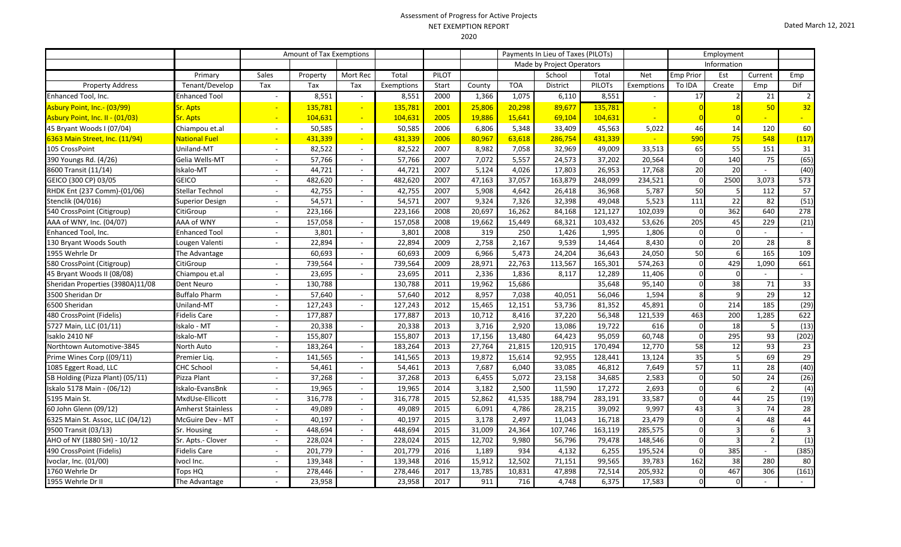# Assessment of Progress for Active Projects

## NET EXEMPTION REPORT

## 2020

Dated March 12, 2021

| | | Amount of Tax Exemptions | | | | | | Payments In Lieu of Taxes (PILOTs) | | | | | Employment | | | |
|---|---|---|---|---|---|---|---|---|---|---|---|---|---|---|---|---|
| | | | | | | | | Made by Project Operators | | | | | Information | | | |
| | Primary | Sales | Property | Mort Rec | Total | PILOT | | | School | Total | Net | Emp Prior | Est | Current | Emp |
| Property Address | Tenant/Develop | Tax | Tax | Tax | Exemptions | Start | County | TOA | District | PILOTs | Exemptions | To IDA | Create | Emp | Dif |
| Enhanced Tool, Inc. | Enhanced Tool | - | 8,551 | - | 8,551 | 2000 | 1,366 | 1,075 | 6,110 | 8,551 | - | 17 | 2 | 21 | 2 |
| Asbury Point, Inc.- (03/99) | Sr. Apts | - | 135,781 | - | 135,781 | 2001 | 25,806 | 20,298 | 89,677 | 135,781 | - | 0 | 18 | 50 | 32 |
| Asbury Point, Inc. II - (01/03) | Sr. Apts | - | 104,631 | - | 104,631 | 2005 | 19,886 | 15,641 | 69,104 | 104,631 | - | 0 | 0 | - | - |
| 45 Bryant Woods I (07/04) | Chiampou et.al | - | 50,585 | - | 50,585 | 2006 | 6,806 | 5,348 | 33,409 | 45,563 | 5,022 | 46 | 14 | 120 | 60 |
| 6363 Main Street, Inc. (11/94) | National Fuel | - | 431,339 | - | 431,339 | 2006 | 80,967 | 63,618 | 286,754 | 431,339 | - | 590 | 75 | 548 | (117) |
| 105 CrossPoint | Uniland-MT | - | 82,522 | - | 82,522 | 2007 | 8,982 | 7,058 | 32,969 | 49,009 | 33,513 | 65 | 55 | 151 | 31 |
| 390 Youngs Rd. (4/26) | Gelia Wells-MT | - | 57,766 | - | 57,766 | 2007 | 7,072 | 5,557 | 24,573 | 37,202 | 20,564 | 0 | 140 | 75 | (65) |
| 8600 Transit (11/14) | Iskalo-MT | - | 44,721 | - | 44,721 | 2007 | 5,124 | 4,026 | 17,803 | 26,953 | 17,768 | 20 | 20 | - | (40) |
| GEICO (300 CP) 03/05 | GEICO | - | 482,620 | - | 482,620 | 2007 | 47,163 | 37,057 | 163,879 | 248,099 | 234,521 | 0 | 2500 | 3,073 | 573 |
| RHDK Ent (237 Comm)-(01/06) | Stellar Technol | - | 42,755 | - | 42,755 | 2007 | 5,908 | 4,642 | 26,418 | 36,968 | 5,787 | 50 | 5 | 112 | 57 |
| Stenclik (04/016) | Superior Design | - | 54,571 | - | 54,571 | 2007 | 9,324 | 7,326 | 32,398 | 49,048 | 5,523 | 111 | 22 | 82 | (51) |
| 540 CrossPoint (Citigroup) | CitiGroup | - | 223,166 | | 223,166 | 2008 | 20,697 | 16,262 | 84,168 | 121,127 | 102,039 | 0 | 362 | 640 | 278 |
| AAA of WNY, Inc. (04/07) | AAA of WNY | - | 157,058 | - | 157,058 | 2008 | 19,662 | 15,449 | 68,321 | 103,432 | 53,626 | 205 | 45 | 229 | (21) |
| Enhanced Tool, Inc. | Enhanced Tool | - | 3,801 | - | 3,801 | 2008 | 319 | 250 | 1,426 | 1,995 | 1,806 | 0 | 0 | - | - |
| 130 Bryant Woods South | Lougen Valenti | - | 22,894 | - | 22,894 | 2009 | 2,758 | 2,167 | 9,539 | 14,464 | 8,430 | 0 | 20 | 28 | 8 |
| 1955 Wehrle Dr | The Advantage | | 60,693 | - | 60,693 | 2009 | 6,966 | 5,473 | 24,204 | 36,643 | 24,050 | 50 | 6 | 165 | 109 |
| 580 CrossPoint (Citigroup) | CitiGroup | - | 739,564 | - | 739,564 | 2009 | 28,971 | 22,763 | 113,567 | 165,301 | 574,263 | 0 | 429 | 1,090 | 661 |
| 45 Bryant Woods II (08/08) | Chiampou et.al | - | 23,695 | - | 23,695 | 2011 | 2,336 | 1,836 | 8,117 | 12,289 | 11,406 | 0 | 0 | - | - |
| Sheridan Properties (3980A)11/08 | Dent Neuro | - | 130,788 | | 130,788 | 2011 | 19,962 | 15,686 | | 35,648 | 95,140 | 0 | 38 | 71 | 33 |
| 3500 Sheridan Dr | Buffalo Pharm | - | 57,640 | - | 57,640 | 2012 | 8,957 | 7,038 | 40,051 | 56,046 | 1,594 | 8 | 9 | 29 | 12 |
| 6500 Sheridan | Uniland-MT | - | 127,243 | - | 127,243 | 2012 | 15,465 | 12,151 | 53,736 | 81,352 | 45,891 | 0 | 214 | 185 | (29) |
| 480 CrossPoint (Fidelis) | Fidelis Care | - | 177,887 | | 177,887 | 2013 | 10,712 | 8,416 | 37,220 | 56,348 | 121,539 | 463 | 200 | 1,285 | 622 |
| 5727 Main, LLC (01/11) | Iskalo - MT | - | 20,338 | - | 20,338 | 2013 | 3,716 | 2,920 | 13,086 | 19,722 | 616 | 0 | 18 | 5 | (13) |
| Isaklo 2410 NF | Iskalo-MT | - | 155,807 | | 155,807 | 2013 | 17,156 | 13,480 | 64,423 | 95,059 | 60,748 | 0 | 295 | 93 | (202) |
| Northtown Automotive-3845 | North Auto | - | 183,264 | - | 183,264 | 2013 | 27,764 | 21,815 | 120,915 | 170,494 | 12,770 | 58 | 12 | 93 | 23 |
| Prime Wines Corp ((09/11) | Premier Liq. | - | 141,565 | - | 141,565 | 2013 | 19,872 | 15,614 | 92,955 | 128,441 | 13,124 | 35 | 5 | 69 | 29 |
| 1085 Eggert Road, LLC | CHC School | - | 54,461 | - | 54,461 | 2013 | 7,687 | 6,040 | 33,085 | 46,812 | 7,649 | 57 | 11 | 28 | (40) |
| SB Holding (Pizza Plant) (05/11) | Pizza Plant | - | 37,268 | - | 37,268 | 2013 | 6,455 | 5,072 | 23,158 | 34,685 | 2,583 | 0 | 50 | 24 | (26) |
| Iskalo 5178 Main - (06/12) | Iskalo-EvansBnk | - | 19,965 | - | 19,965 | 2014 | 3,182 | 2,500 | 11,590 | 17,272 | 2,693 | 0 | 6 | 2 | (4) |
| 5195 Main St. | MxdUse-Ellicott | - | 316,778 | - | 316,778 | 2015 | 52,862 | 41,535 | 188,794 | 283,191 | 33,587 | 0 | 44 | 25 | (19) |
| 60 John Glenn (09/12) | Amherst Stainless | - | 49,089 | - | 49,089 | 2015 | 6,091 | 4,786 | 28,215 | 39,092 | 9,997 | 43 | 3 | 74 | 28 |
| 6325 Main St. Assoc, LLC (04/12) | McGuire Dev - MT | - | 40,197 | - | 40,197 | 2015 | 3,178 | 2,497 | 11,043 | 16,718 | 23,479 | 0 | 4 | 48 | 44 |
| 9500 Transit (03/13) | Sr. Housing | - | 448,694 | - | 448,694 | 2015 | 31,009 | 24,364 | 107,746 | 163,119 | 285,575 | 0 | 3 | 6 | 3 |
| AHO of NY (1880 SH) - 10/12 | Sr. Apts.- Clover | - | 228,024 | - | 228,024 | 2015 | 12,702 | 9,980 | 56,796 | 79,478 | 148,546 | 0 | 3 | 2 | (1) |
| 490 CrossPoint (Fidelis) | Fidelis Care | - | 201,779 | - | 201,779 | 2016 | 1,189 | 934 | 4,132 | 6,255 | 195,524 | 0 | 385 | - | (385) |
| Ivoclar, Inc. (01/00) | Ivocl Inc. | - | 139,348 | - | 139,348 | 2016 | 15,912 | 12,502 | 71,151 | 99,565 | 39,783 | 162 | 38 | 280 | 80 |
| 1760 Wehrle Dr | Tops HQ | - | 278,446 | - | 278,446 | 2017 | 13,785 | 10,831 | 47,898 | 72,514 | 205,932 | 0 | 467 | 306 | (161) |
| 1955 Wehrle Dr II | The Advantage | - | 23,958 | | 23,958 | 2017 | 911 | 716 | 4,748 | 6,375 | 17,583 | 0 | 0 | - | - |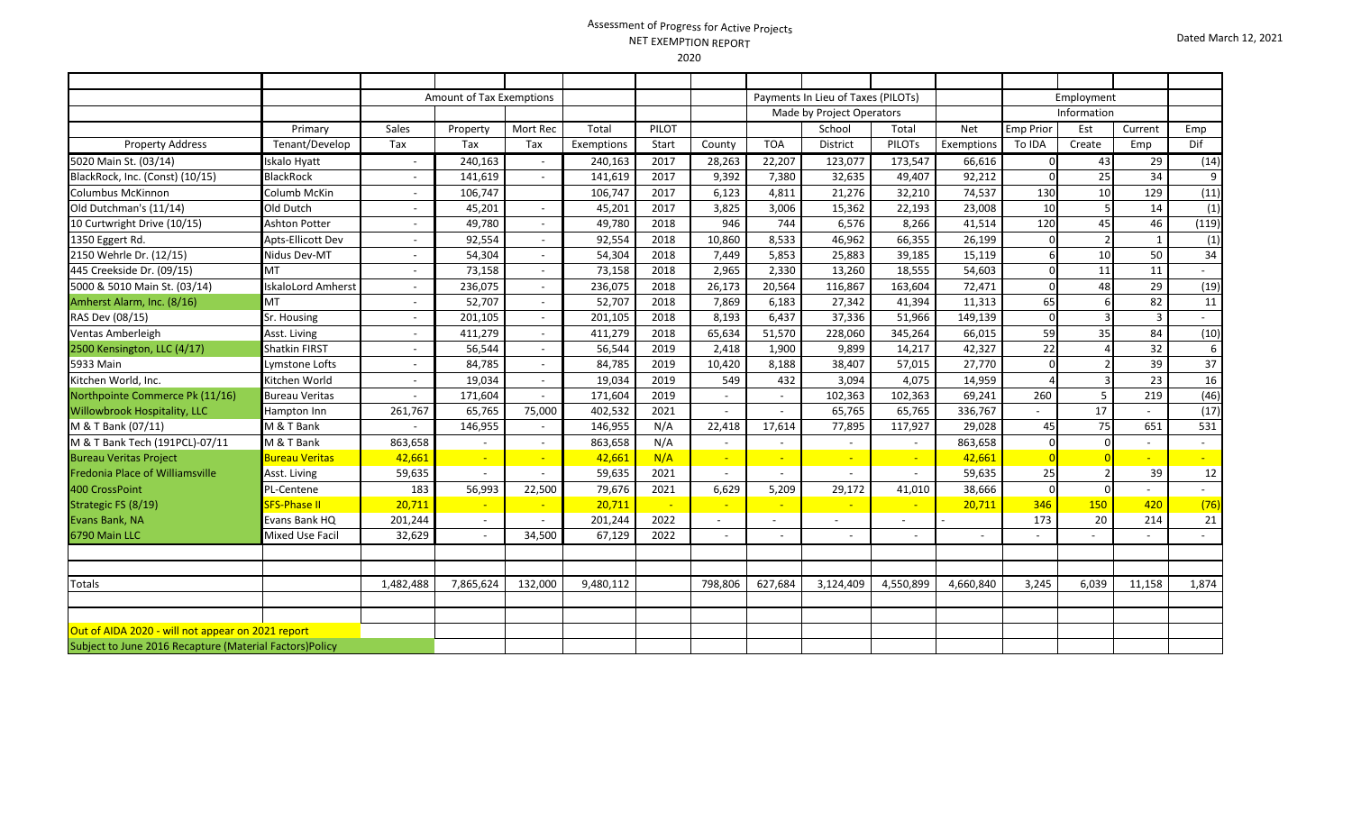# Assessment of Progress for Active Projects
## NET EXEMPTION REPORT
### 2020

Dated March 12, 2021

| | | Amount of Tax Exemptions | | | | | Payments In Lieu of Taxes (PILOTs) Made by Project Operators | | | | | Employment Information | | | |
|---|---|---|---|---|---|---|---|---|---|---|---|---|---|---|---|
| Property Address | Primary Tenant/Develop | Sales Tax | Property Tax | Mort Rec Tax | Total Exemptions | PILOT Start | County | TOA | School District | Total PILOTs | Net Exemptions | Emp Prior To IDA | Est Create | Current Emp | Emp Dif |
| 5020 Main St. (03/14) | Iskalo Hyatt | - | 240,163 | - | 240,163 | 2017 | 28,263 | 22,207 | 123,077 | 173,547 | 66,616 | 0 | 43 | 29 | (14) |
| BlackRock, Inc. (Const) (10/15) | BlackRock | - | 141,619 | - | 141,619 | 2017 | 9,392 | 7,380 | 32,635 | 49,407 | 92,212 | 0 | 25 | 34 | 9 |
| Columbus McKinnon | Columb McKin | - | 106,747 | | 106,747 | 2017 | 6,123 | 4,811 | 21,276 | 32,210 | 74,537 | 130 | 10 | 129 | (11) |
| Old Dutchman's (11/14) | Old Dutch | - | 45,201 | - | 45,201 | 2017 | 3,825 | 3,006 | 15,362 | 22,193 | 23,008 | 10 | 5 | 14 | (1) |
| 10 Curtwright Drive (10/15) | Ashton Potter | - | 49,780 | - | 49,780 | 2018 | 946 | 744 | 6,576 | 8,266 | 41,514 | 120 | 45 | 46 | (119) |
| 1350 Eggert Rd. | Apts-Ellicott Dev | - | 92,554 | - | 92,554 | 2018 | 10,860 | 8,533 | 46,962 | 66,355 | 26,199 | 0 | 2 | 1 | (1) |
| 2150 Wehrle Dr. (12/15) | Nidus Dev-MT | - | 54,304 | - | 54,304 | 2018 | 7,449 | 5,853 | 25,883 | 39,185 | 15,119 | 6 | 10 | 50 | 34 |
| 445 Creekside Dr. (09/15) | MT | - | 73,158 | - | 73,158 | 2018 | 2,965 | 2,330 | 13,260 | 18,555 | 54,603 | 0 | 11 | 11 | - |
| 5000 & 5010 Main St. (03/14) | IskaloLord Amherst | - | 236,075 | - | 236,075 | 2018 | 26,173 | 20,564 | 116,867 | 163,604 | 72,471 | 0 | 48 | 29 | (19) |
| Amherst Alarm, Inc. (8/16) | MT | - | 52,707 | - | 52,707 | 2018 | 7,869 | 6,183 | 27,342 | 41,394 | 11,313 | 65 | 6 | 82 | 11 |
| RAS Dev (08/15) | Sr. Housing | - | 201,105 | - | 201,105 | 2018 | 8,193 | 6,437 | 37,336 | 51,966 | 149,139 | 0 | 3 | 3 | - |
| Ventas Amberleigh | Asst. Living | - | 411,279 | - | 411,279 | 2018 | 65,634 | 51,570 | 228,060 | 345,264 | 66,015 | 59 | 35 | 84 | (10) |
| 2500 Kensington, LLC (4/17) | Shatkin FIRST | - | 56,544 | - | 56,544 | 2019 | 2,418 | 1,900 | 9,899 | 14,217 | 42,327 | 22 | 4 | 32 | 6 |
| 5933 Main | Lymstone Lofts | - | 84,785 | - | 84,785 | 2019 | 10,420 | 8,188 | 38,407 | 57,015 | 27,770 | 0 | 2 | 39 | 37 |
| Kitchen World, Inc. | Kitchen World | - | 19,034 | - | 19,034 | 2019 | 549 | 432 | 3,094 | 4,075 | 14,959 | 4 | 3 | 23 | 16 |
| Northpointe Commerce Pk (11/16) | Bureau Veritas | - | 171,604 | - | 171,604 | 2019 | - | - | 102,363 | 102,363 | 69,241 | 260 | 5 | 219 | (46) |
| Willowbrook Hospitality, LLC | Hampton Inn | 261,767 | 65,765 | 75,000 | 402,532 | 2021 | - | - | 65,765 | 65,765 | 336,767 | - | 17 | - | (17) |
| M & T Bank (07/11) | M & T Bank | - | 146,955 | - | 146,955 | N/A | 22,418 | 17,614 | 77,895 | 117,927 | 29,028 | 45 | 75 | 651 | 531 |
| M & T Bank Tech (191PCL)-07/11 | M & T Bank | 863,658 | - | - | 863,658 | N/A | - | - | - | - | 863,658 | 0 | 0 | - | - |
| Bureau Veritas Project | Bureau Veritas | 42,661 | - | - | 42,661 | N/A | - | - | - | - | 42,661 | 0 | 0 | - | - |
| Fredonia Place of Williamsville | Asst. Living | 59,635 | - | - | 59,635 | 2021 | - | - | - | - | 59,635 | 25 | 2 | 39 | 12 |
| 400 CrossPoint | PL-Centene | 183 | 56,993 | 22,500 | 79,676 | 2021 | 6,629 | 5,209 | 29,172 | 41,010 | 38,666 | 0 | 0 | - | - |
| Strategic FS (8/19) | SFS-Phase II | 20,711 | - | - | 20,711 | - | - | - | - | - | 20,711 | 346 | 150 | 420 | (76) |
| Evans Bank, NA | Evans Bank HQ | 201,244 | - | - | 201,244 | 2022 | - | - | - | - | - | 173 | 20 | 214 | 21 |
| 6790 Main LLC | Mixed Use Facil | 32,629 | - | 34,500 | 67,129 | 2022 | - | - | - | - | - | - | - | - | - |
| Totals | | 1,482,488 | 7,865,624 | 132,000 | 9,480,112 | | 798,806 | 627,684 | 3,124,409 | 4,550,899 | 4,660,840 | 3,245 | 6,039 | 11,158 | 1,874 |

Out of AIDA 2020 - will not appear on 2021 report

Subject to June 2016 Recapture (Material Factors)Policy